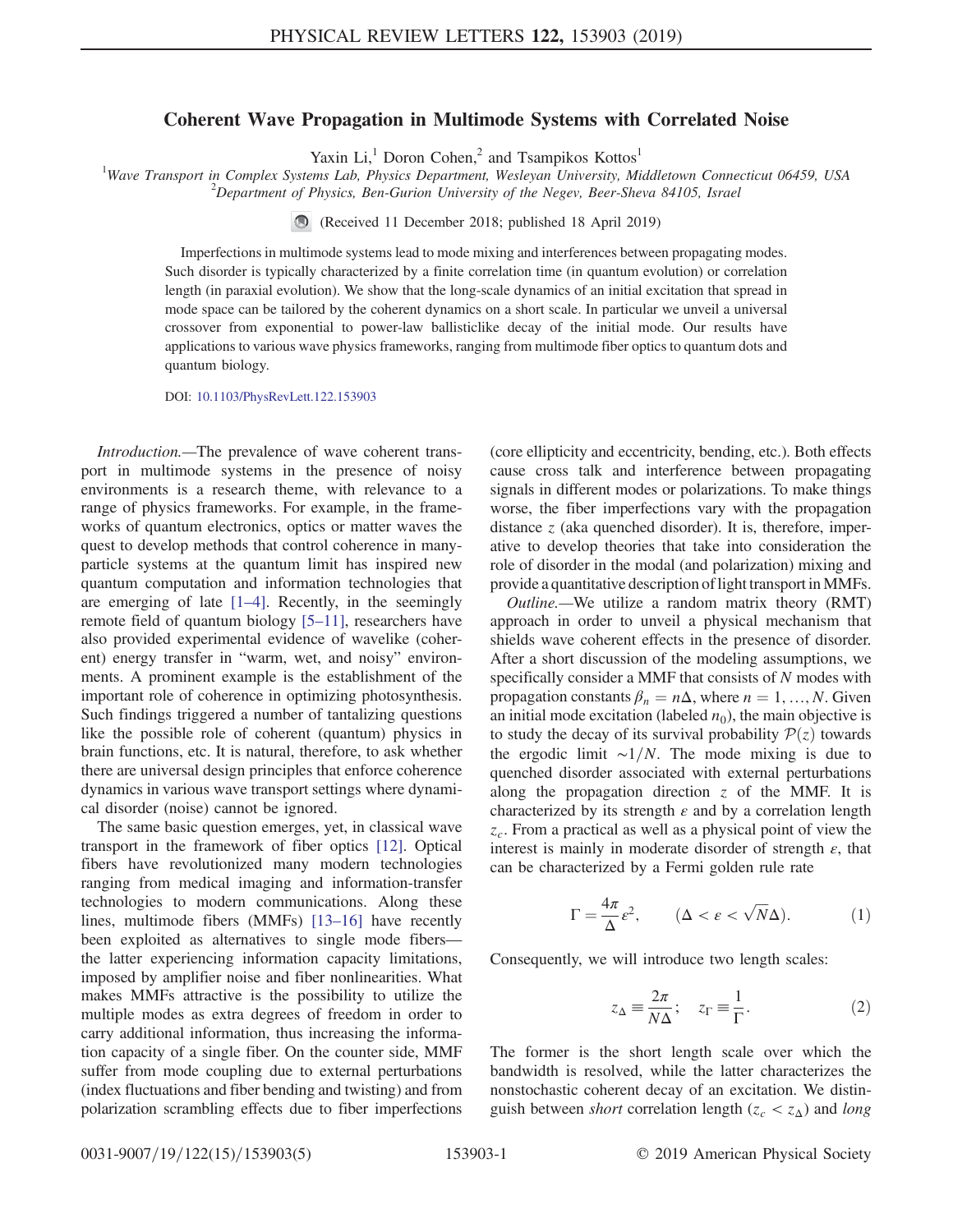# Coherent Wave Propagation in Multimode Systems with Correlated Noise

Yaxin Li,[1] Doron Cohen,[2] and Tsampikos Kottos[1]

[1]Wave Transport in Complex Systems Lab, Physics Department, Wesleyan University, Middletown Connecticut 06459, USA
[2]Department of Physics, Ben-Gurion University of the Negev, Beer-Sheva 84105, Israel

(Received 11 December 2018; published 18 April 2019)

Imperfections in multimode systems lead to mode mixing and interferences between propagating modes. Such disorder is typically characterized by a finite correlation time (in quantum evolution) or correlation length (in paraxial evolution). We show that the long-scale dynamics of an initial excitation that spread in mode space can be tailored by the coherent dynamics on a short scale. In particular we unveil a universal crossover from exponential to power-law ballisticlike decay of the initial mode. Our results have applications to various wave physics frameworks, ranging from multimode fiber optics to quantum dots and quantum biology.

DOI: 10.1103/PhysRevLett.122.153903

*Introduction.*—The prevalence of wave coherent transport in multimode systems in the presence of noisy environments is a research theme, with relevance to a range of physics frameworks. For example, in the frameworks of quantum electronics, optics or matter waves the quest to develop methods that control coherence in many-particle systems at the quantum limit has inspired new quantum computation and information technologies that are emerging of late [1–4]. Recently, in the seemingly remote field of quantum biology [5–11], researchers have also provided experimental evidence of wavelike (coherent) energy transfer in "warm, wet, and noisy" environments. A prominent example is the establishment of the important role of coherence in optimizing photosynthesis. Such findings triggered a number of tantalizing questions like the possible role of coherent (quantum) physics in brain functions, etc. It is natural, therefore, to ask whether there are universal design principles that enforce coherence dynamics in various wave transport settings where dynamical disorder (noise) cannot be ignored.

The same basic question emerges, yet, in classical wave transport in the framework of fiber optics [12]. Optical fibers have revolutionized many modern technologies ranging from medical imaging and information-transfer technologies to modern communications. Along these lines, multimode fibers (MMFs) [13–16] have recently been exploited as alternatives to single mode fibers—the latter experiencing information capacity limitations, imposed by amplifier noise and fiber nonlinearities. What makes MMFs attractive is the possibility to utilize the multiple modes as extra degrees of freedom in order to carry additional information, thus increasing the information capacity of a single fiber. On the counter side, MMF suffer from mode coupling due to external perturbations (index fluctuations and fiber bending and twisting) and from polarization scrambling effects due to fiber imperfections (core ellipticity and eccentricity, bending, etc.). Both effects cause cross talk and interference between propagating signals in different modes or polarizations. To make things worse, the fiber imperfections vary with the propagation distance $z$ (aka quenched disorder). It is, therefore, imperative to develop theories that take into consideration the role of disorder in the modal (and polarization) mixing and provide a quantitative description of light transport in MMFs.

*Outline.*—We utilize a random matrix theory (RMT) approach in order to unveil a physical mechanism that shields wave coherent effects in the presence of disorder. After a short discussion of the modeling assumptions, we specifically consider a MMF that consists of $N$ modes with propagation constants $\beta_n = n\Delta$, where $n = 1, \ldots, N$. Given an initial mode excitation (labeled $n_0$), the main objective is to study the decay of its survival probability $\mathcal{P}(z)$ towards the ergodic limit $\sim 1/N$. The mode mixing is due to quenched disorder associated with external perturbations along the propagation direction $z$ of the MMF. It is characterized by its strength $\varepsilon$ and by a correlation length $z_c$. From a practical as well as a physical point of view the interest is mainly in moderate disorder of strength $\varepsilon$, that can be characterized by a Fermi golden rule rate

$$\Gamma = \frac{4\pi}{\Delta}\varepsilon^2, \qquad (\Delta < \varepsilon < \sqrt{N}\Delta). \tag{1}$$

Consequently, we will introduce two length scales:

$$z_\Delta \equiv \frac{2\pi}{N\Delta}; \quad z_\Gamma \equiv \frac{1}{\Gamma}. \tag{2}$$

The former is the short length scale over which the bandwidth is resolved, while the latter characterizes the nonstochastic coherent decay of an excitation. We distinguish between *short* correlation length ($z_c < z_\Delta$) and *long*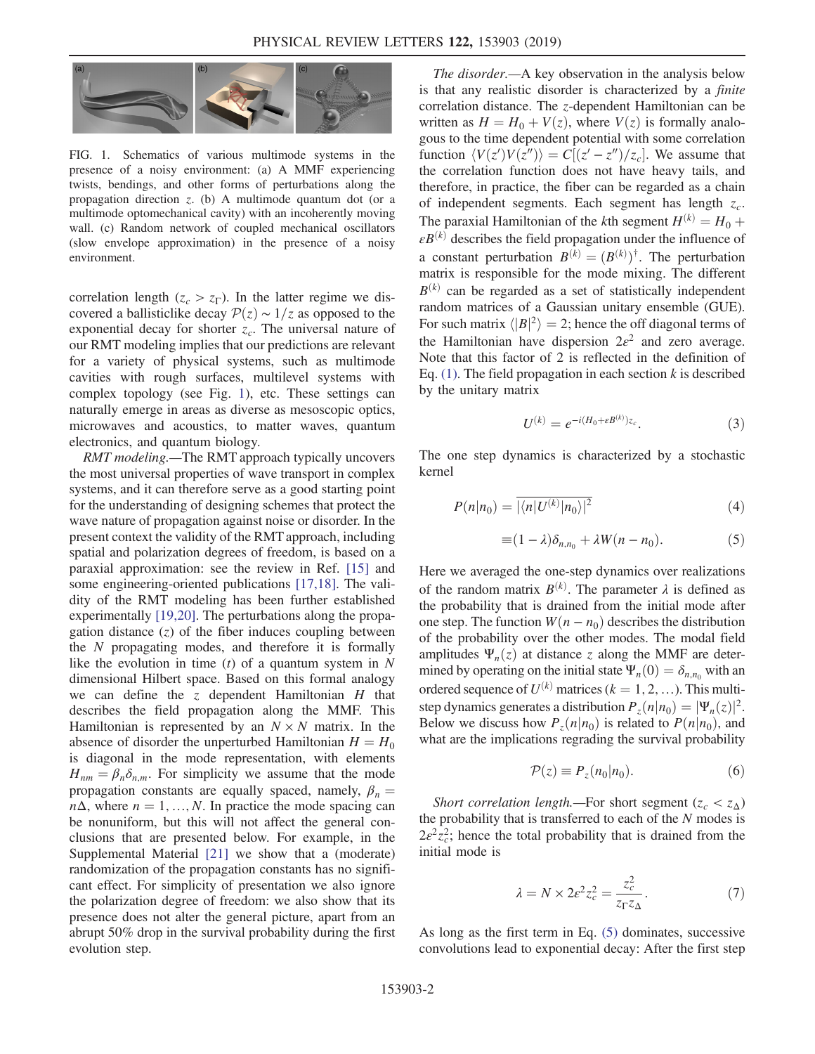FIG. 1. Schematics of various multimode systems in the presence of a noisy environment: (a) A MMF experiencing twists, bendings, and other forms of perturbations along the propagation direction $z$. (b) A multimode quantum dot (or a multimode optomechanical cavity) with an incoherently moving wall. (c) Random network of coupled mechanical oscillators (slow envelope approximation) in the presence of a noisy environment.

correlation length ($z_c > z_\Gamma$). In the latter regime we discovered a ballisticlike decay $\mathcal{P}(z) \sim 1/z$ as opposed to the exponential decay for shorter $z_c$. The universal nature of our RMT modeling implies that our predictions are relevant for a variety of physical systems, such as multimode cavities with rough surfaces, multilevel systems with complex topology (see Fig. 1), etc. These settings can naturally emerge in areas as diverse as mesoscopic optics, microwaves and acoustics, to matter waves, quantum electronics, and quantum biology.

*RMT modeling.*—The RMT approach typically uncovers the most universal properties of wave transport in complex systems, and it can therefore serve as a good starting point for the understanding of designing schemes that protect the wave nature of propagation against noise or disorder. In the present context the validity of the RMT approach, including spatial and polarization degrees of freedom, is based on a paraxial approximation: see the review in Ref. [15] and some engineering-oriented publications [17,18]. The validity of the RMT modeling has been further established experimentally [19,20]. The perturbations along the propagation distance ($z$) of the fiber induces coupling between the $N$ propagating modes, and therefore it is formally like the evolution in time ($t$) of a quantum system in $N$ dimensional Hilbert space. Based on this formal analogy we can define the $z$ dependent Hamiltonian $H$ that describes the field propagation along the MMF. This Hamiltonian is represented by an $N \times N$ matrix. In the absence of disorder the unperturbed Hamiltonian $H = H_0$ is diagonal in the mode representation, with elements $H_{nm} = \beta_n \delta_{n,m}$. For simplicity we assume that the mode propagation constants are equally spaced, namely, $\beta_n = n\Delta$, where $n = 1, \ldots, N$. In practice the mode spacing can be nonuniform, but this will not affect the general conclusions that are presented below. For example, in the Supplemental Material [21] we show that a (moderate) randomization of the propagation constants has no significant effect. For simplicity of presentation we also ignore the polarization degree of freedom: we also show that its presence does not alter the general picture, apart from an abrupt 50% drop in the survival probability during the first evolution step.

*The disorder.*—A key observation in the analysis below is that any realistic disorder is characterized by a *finite* correlation distance. The $z$-dependent Hamiltonian can be written as $H = H_0 + V(z)$, where $V(z)$ is formally analogous to the time dependent potential with some correlation function $\langle V(z')V(z'')\rangle = C[(z' - z'')/z_c]$. We assume that the correlation function does not have heavy tails, and therefore, in practice, the fiber can be regarded as a chain of independent segments. Each segment has length $z_c$. The paraxial Hamiltonian of the $k$th segment $H^{(k)} = H_0 + \varepsilon B^{(k)}$ describes the field propagation under the influence of a constant perturbation $B^{(k)} = (B^{(k)})^\dagger$. The perturbation matrix is responsible for the mode mixing. The different $B^{(k)}$ can be regarded as a set of statistically independent random matrices of a Gaussian unitary ensemble (GUE). For such matrix $\langle |B|^2 \rangle = 2$; hence the off diagonal terms of the Hamiltonian have dispersion $2\varepsilon^2$ and zero average. Note that this factor of 2 is reflected in the definition of Eq. (1). The field propagation in each section $k$ is described by the unitary matrix

$$U^{(k)} = e^{-i(H_0 + \varepsilon B^{(k)})z_c}. \tag{3}$$

The one step dynamics is characterized by a stochastic kernel

$$P(n|n_0) = \overline{|\langle n|U^{(k)}|n_0\rangle|^2} \tag{4}$$

$$\equiv (1 - \lambda)\delta_{n,n_0} + \lambda W(n - n_0). \tag{5}$$

Here we averaged the one-step dynamics over realizations of the random matrix $B^{(k)}$. The parameter $\lambda$ is defined as the probability that is drained from the initial mode after one step. The function $W(n - n_0)$ describes the distribution of the probability over the other modes. The modal field amplitudes $\Psi_n(z)$ at distance $z$ along the MMF are determined by operating on the initial state $\Psi_n(0) = \delta_{n,n_0}$ with an ordered sequence of $U^{(k)}$ matrices ($k = 1, 2, \ldots$). This multistep dynamics generates a distribution $P_z(n|n_0) = |\Psi_n(z)|^2$. Below we discuss how $P_z(n|n_0)$ is related to $P(n|n_0)$, and what are the implications regrading the survival probability

$$\mathcal{P}(z) \equiv P_z(n_0|n_0). \tag{6}$$

*Short correlation length.*—For short segment ($z_c < z_\Delta$) the probability that is transferred to each of the $N$ modes is $2\varepsilon^2 z_c^2$; hence the total probability that is drained from the initial mode is

$$\lambda = N \times 2\varepsilon^2 z_c^2 = \frac{z_c^2}{z_\Gamma z_\Delta}. \tag{7}$$

As long as the first term in Eq. (5) dominates, successive convolutions lead to exponential decay: After the first step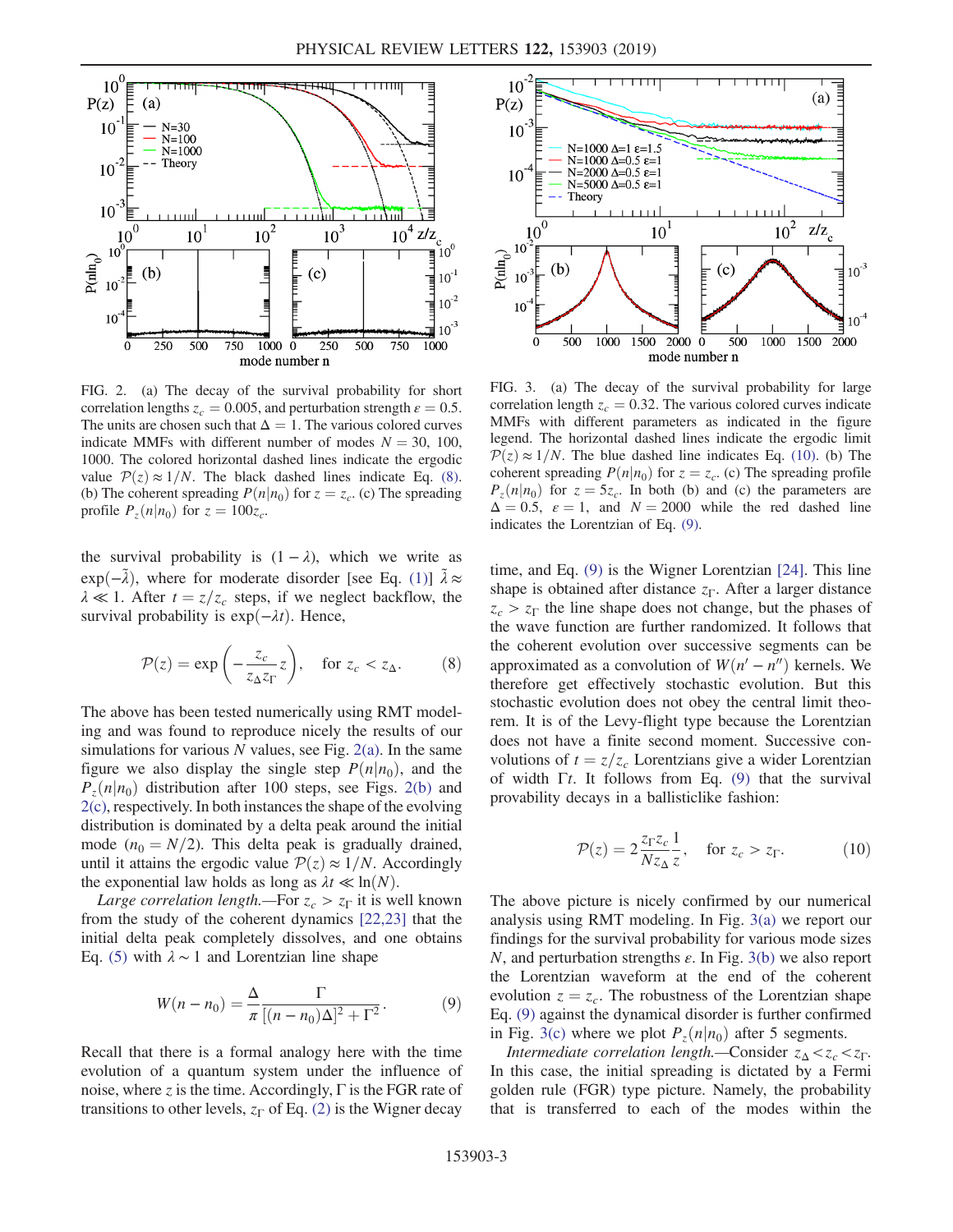FIG. 2. (a) The decay of the survival probability for short correlation lengths $z_c = 0.005$, and perturbation strength $\varepsilon = 0.5$. The units are chosen such that $\Delta = 1$. The various colored curves indicate MMFs with different number of modes $N = 30$, 100, 1000. The colored horizontal dashed lines indicate the ergodic value $\mathcal{P}(z) \approx 1/N$. The black dashed lines indicate Eq. (8). (b) The coherent spreading $P(n|n_0)$ for $z = z_c$. (c) The spreading profile $P_z(n|n_0)$ for $z = 100z_c$.

FIG. 3. (a) The decay of the survival probability for large correlation length $z_c = 0.32$. The various colored curves indicate MMFs with different parameters as indicated in the figure legend. The horizontal dashed lines indicate the ergodic limit $\mathcal{P}(z) \approx 1/N$. The blue dashed line indicates Eq. (10). (b) The coherent spreading $P(n|n_0)$ for $z = z_c$. (c) The spreading profile $P_z(n|n_0)$ for $z = 5z_c$. In both (b) and (c) the parameters are $\Delta = 0.5$, $\varepsilon = 1$, and $N = 2000$ while the red dashed line indicates the Lorentzian of Eq. (9).

the survival probability is $(1 - \lambda)$, which we write as $\exp(-\tilde{\lambda})$, where for moderate disorder [see Eq. (1)] $\tilde{\lambda} \approx \lambda \ll 1$. After $t = z/z_c$ steps, if we neglect backflow, the survival probability is $\exp(-\lambda t)$. Hence,

$$\mathcal{P}(z) = \exp\left(-\frac{z_c}{z_\Delta z_\Gamma} z\right), \quad \text{for } z_c < z_\Delta. \tag{8}$$

The above has been tested numerically using RMT modeling and was found to reproduce nicely the results of our simulations for various $N$ values, see Fig. 2(a). In the same figure we also display the single step $P(n|n_0)$, and the $P_z(n|n_0)$ distribution after 100 steps, see Figs. 2(b) and 2(c), respectively. In both instances the shape of the evolving distribution is dominated by a delta peak around the initial mode ($n_0 = N/2$). This delta peak is gradually drained, until it attains the ergodic value $\mathcal{P}(z) \approx 1/N$. Accordingly the exponential law holds as long as $\lambda t \ll \ln(N)$.

*Large correlation length.*—For $z_c > z_\Gamma$ it is well known from the study of the coherent dynamics [22,23] that the initial delta peak completely dissolves, and one obtains Eq. (5) with $\lambda \sim 1$ and Lorentzian line shape

$$W(n - n_0) = \frac{\Delta}{\pi} \frac{\Gamma}{[(n - n_0)\Delta]^2 + \Gamma^2}. \tag{9}$$

Recall that there is a formal analogy here with the time evolution of a quantum system under the influence of noise, where $z$ is the time. Accordingly, $\Gamma$ is the FGR rate of transitions to other levels, $z_\Gamma$ of Eq. (2) is the Wigner decay time, and Eq. (9) is the Wigner Lorentzian [24]. This line shape is obtained after distance $z_\Gamma$. After a larger distance $z_c > z_\Gamma$ the line shape does not change, but the phases of the wave function are further randomized. It follows that the coherent evolution over successive segments can be approximated as a convolution of $W(n' - n'')$ kernels. We therefore get effectively stochastic evolution. But this stochastic evolution does not obey the central limit theorem. It is of the Levy-flight type because the Lorentzian does not have a finite second moment. Successive convolutions of $t = z/z_c$ Lorentzians give a wider Lorentzian of width $\Gamma t$. It follows from Eq. (9) that the survival provability decays in a ballisticlike fashion:

$$\mathcal{P}(z) = 2\frac{z_\Gamma z_c}{N z_\Delta}\frac{1}{z}, \quad \text{for } z_c > z_\Gamma. \tag{10}$$

The above picture is nicely confirmed by our numerical analysis using RMT modeling. In Fig. 3(a) we report our findings for the survival probability for various mode sizes $N$, and perturbation strengths $\varepsilon$. In Fig. 3(b) we also report the Lorentzian waveform at the end of the coherent evolution $z = z_c$. The robustness of the Lorentzian shape Eq. (9) against the dynamical disorder is further confirmed in Fig. 3(c) where we plot $P_z(n|n_0)$ after 5 segments.

*Intermediate correlation length.*—Consider $z_\Delta < z_c < z_\Gamma$. In this case, the initial spreading is dictated by a Fermi golden rule (FGR) type picture. Namely, the probability that is transferred to each of the modes within the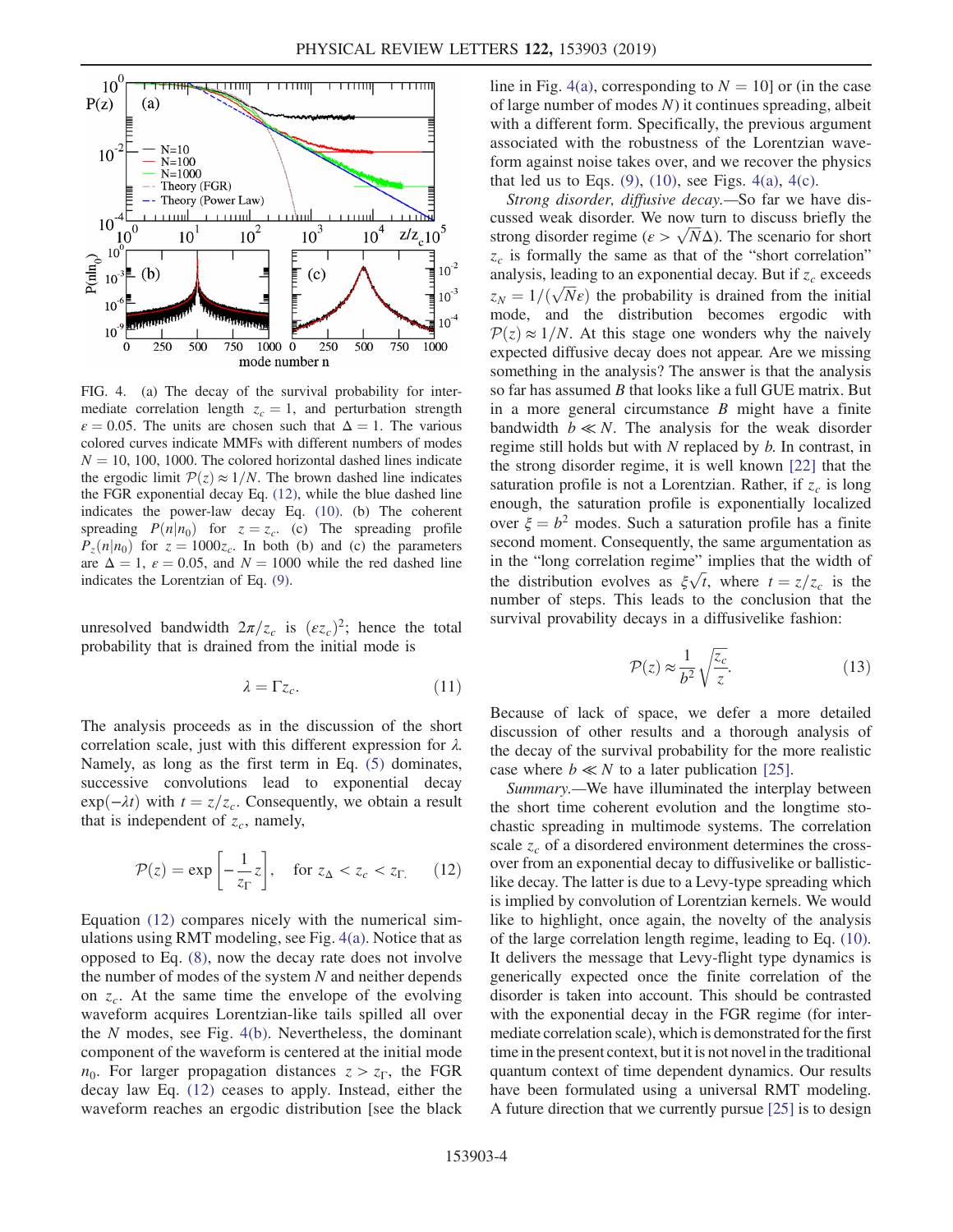FIG. 4. (a) The decay of the survival probability for intermediate correlation length $z_c = 1$, and perturbation strength $\varepsilon = 0.05$. The units are chosen such that $\Delta = 1$. The various colored curves indicate MMFs with different numbers of modes $N = 10, 100, 1000$. The colored horizontal dashed lines indicate the ergodic limit $\mathcal{P}(z) \approx 1/N$. The brown dashed line indicates the FGR exponential decay Eq. (12), while the blue dashed line indicates the power-law decay Eq. (10). (b) The coherent spreading $P(n|n_0)$ for $z = z_c$. (c) The spreading profile $P_z(n|n_0)$ for $z = 1000z_c$. In both (b) and (c) the parameters are $\Delta = 1$, $\varepsilon = 0.05$, and $N = 1000$ while the red dashed line indicates the Lorentzian of Eq. (9).

unresolved bandwidth $2\pi/z_c$ is $(\varepsilon z_c)^2$; hence the total probability that is drained from the initial mode is

$$\lambda = \Gamma z_c. \tag{11}$$

The analysis proceeds as in the discussion of the short correlation scale, just with this different expression for $\lambda$. Namely, as long as the first term in Eq. (5) dominates, successive convolutions lead to exponential decay $\exp(-\lambda t)$ with $t = z/z_c$. Consequently, we obtain a result that is independent of $z_c$, namely,

$$\mathcal{P}(z) = \exp\left[-\frac{1}{z_\Gamma} z\right], \quad \text{for } z_\Delta < z_c < z_\Gamma. \tag{12}$$

Equation (12) compares nicely with the numerical simulations using RMT modeling, see Fig. 4(a). Notice that as opposed to Eq. (8), now the decay rate does not involve the number of modes of the system $N$ and neither depends on $z_c$. At the same time the envelope of the evolving waveform acquires Lorentzian-like tails spilled all over the $N$ modes, see Fig. 4(b). Nevertheless, the dominant component of the waveform is centered at the initial mode $n_0$. For larger propagation distances $z > z_\Gamma$, the FGR decay law Eq. (12) ceases to apply. Instead, either the waveform reaches an ergodic distribution [see the black line in Fig. 4(a), corresponding to $N = 10$] or (in the case of large number of modes $N$) it continues spreading, albeit with a different form. Specifically, the previous argument associated with the robustness of the Lorentzian waveform against noise takes over, and we recover the physics that led us to Eqs. (9), (10), see Figs. 4(a), 4(c).

*Strong disorder, diffusive decay.*—So far we have discussed weak disorder. We now turn to discuss briefly the strong disorder regime ($\varepsilon > \sqrt{N}\Delta$). The scenario for short $z_c$ is formally the same as that of the "short correlation" analysis, leading to an exponential decay. But if $z_c$ exceeds $z_N = 1/(\sqrt{N}\varepsilon)$ the probability is drained from the initial mode, and the distribution becomes ergodic with $\mathcal{P}(z) \approx 1/N$. At this stage one wonders why the naively expected diffusive decay does not appear. Are we missing something in the analysis? The answer is that the analysis so far has assumed $B$ that looks like a full GUE matrix. But in a more general circumstance $B$ might have a finite bandwidth $b \ll N$. The analysis for the weak disorder regime still holds but with $N$ replaced by $b$. In contrast, in the strong disorder regime, it is well known [22] that the saturation profile is not a Lorentzian. Rather, if $z_c$ is long enough, the saturation profile is exponentially localized over $\xi = b^2$ modes. Such a saturation profile has a finite second moment. Consequently, the same argumentation as in the "long correlation regime" implies that the width of the distribution evolves as $\xi\sqrt{t}$, where $t = z/z_c$ is the number of steps. This leads to the conclusion that the survival provability decays in a diffusivelike fashion:

$$\mathcal{P}(z) \approx \frac{1}{b^2}\sqrt{\frac{z_c}{z}}. \tag{13}$$

Because of lack of space, we defer a more detailed discussion of other results and a thorough analysis of the decay of the survival probability for the more realistic case where $b \ll N$ to a later publication [25].

*Summary.*—We have illuminated the interplay between the short time coherent evolution and the longtime stochastic spreading in multimode systems. The correlation scale $z_c$ of a disordered environment determines the crossover from an exponential decay to diffusivelike or ballisticlike decay. The latter is due to a Levy-type spreading which is implied by convolution of Lorentzian kernels. We would like to highlight, once again, the novelty of the analysis of the large correlation length regime, leading to Eq. (10). It delivers the message that Levy-flight type dynamics is generically expected once the finite correlation of the disorder is taken into account. This should be contrasted with the exponential decay in the FGR regime (for intermediate correlation scale), which is demonstrated for the first time in the present context, but it is not novel in the traditional quantum context of time dependent dynamics. Our results have been formulated using a universal RMT modeling. A future direction that we currently pursue [25] is to design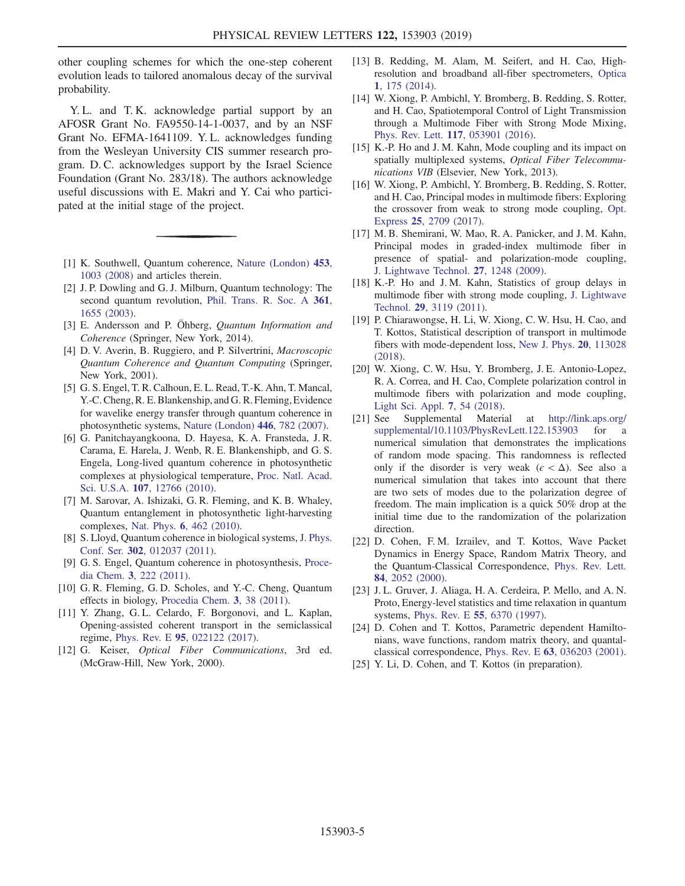other coupling schemes for which the one-step coherent evolution leads to tailored anomalous decay of the survival probability.

Y. L. and T. K. acknowledge partial support by an AFOSR Grant No. FA9550-14-1-0037, and by an NSF Grant No. EFMA-1641109. Y. L. acknowledges funding from the Wesleyan University CIS summer research program. D. C. acknowledges support by the Israel Science Foundation (Grant No. 283/18). The authors acknowledge useful discussions with E. Makri and Y. Cai who participated at the initial stage of the project.

---

[1] K. Southwell, Quantum coherence, Nature (London) **453**, 1003 (2008) and articles therein.

[2] J. P. Dowling and G. J. Milburn, Quantum technology: The second quantum revolution, Phil. Trans. R. Soc. A **361**, 1655 (2003).

[3] E. Andersson and P. Öhberg, *Quantum Information and Coherence* (Springer, New York, 2014).

[4] D. V. Averin, B. Ruggiero, and P. Silvertrini, *Macroscopic Quantum Coherence and Quantum Computing* (Springer, New York, 2001).

[5] G. S. Engel, T. R. Calhoun, E. L. Read, T.-K. Ahn, T. Mancal, Y.-C. Cheng, R. E. Blankenship, and G. R. Fleming, Evidence for wavelike energy transfer through quantum coherence in photosynthetic systems, Nature (London) **446**, 782 (2007).

[6] G. Panitchayangkoona, D. Hayesa, K. A. Fransteda, J. R. Carama, E. Harela, J. Wenb, R. E. Blankenshipb, and G. S. Engela, Long-lived quantum coherence in photosynthetic complexes at physiological temperature, Proc. Natl. Acad. Sci. U.S.A. **107**, 12766 (2010).

[7] M. Sarovar, A. Ishizaki, G. R. Fleming, and K. B. Whaley, Quantum entanglement in photosynthetic light-harvesting complexes, Nat. Phys. **6**, 462 (2010).

[8] S. Lloyd, Quantum coherence in biological systems, J. Phys. Conf. Ser. **302**, 012037 (2011).

[9] G. S. Engel, Quantum coherence in photosynthesis, Procedia Chem. **3**, 222 (2011).

[10] G. R. Fleming, G. D. Scholes, and Y.-C. Cheng, Quantum effects in biology, Procedia Chem. **3**, 38 (2011).

[11] Y. Zhang, G. L. Celardo, F. Borgonovi, and L. Kaplan, Opening-assisted coherent transport in the semiclassical regime, Phys. Rev. E **95**, 022122 (2017).

[12] G. Keiser, *Optical Fiber Communications*, 3rd ed. (McGraw-Hill, New York, 2000).

[13] B. Redding, M. Alam, M. Seifert, and H. Cao, High-resolution and broadband all-fiber spectrometers, Optica **1**, 175 (2014).

[14] W. Xiong, P. Ambichl, Y. Bromberg, B. Redding, S. Rotter, and H. Cao, Spatiotemporal Control of Light Transmission through a Multimode Fiber with Strong Mode Mixing, Phys. Rev. Lett. **117**, 053901 (2016).

[15] K.-P. Ho and J. M. Kahn, Mode coupling and its impact on spatially multiplexed systems, *Optical Fiber Telecommunications VIB* (Elsevier, New York, 2013).

[16] W. Xiong, P. Ambichl, Y. Bromberg, B. Redding, S. Rotter, and H. Cao, Principal modes in multimode fibers: Exploring the crossover from weak to strong mode coupling, Opt. Express **25**, 2709 (2017).

[17] M. B. Shemirani, W. Mao, R. A. Panicker, and J. M. Kahn, Principal modes in graded-index multimode fiber in presence of spatial- and polarization-mode coupling, J. Lightwave Technol. **27**, 1248 (2009).

[18] K.-P. Ho and J. M. Kahn, Statistics of group delays in multimode fiber with strong mode coupling, J. Lightwave Technol. **29**, 3119 (2011).

[19] P. Chiarawongse, H. Li, W. Xiong, C. W. Hsu, H. Cao, and T. Kottos, Statistical description of transport in multimode fibers with mode-dependent loss, New J. Phys. **20**, 113028 (2018).

[20] W. Xiong, C. W. Hsu, Y. Bromberg, J. E. Antonio-Lopez, R. A. Correa, and H. Cao, Complete polarization control in multimode fibers with polarization and mode coupling, Light Sci. Appl. **7**, 54 (2018).

[21] See Supplemental Material at http://link.aps.org/supplemental/10.1103/PhysRevLett.122.153903 for a numerical simulation that demonstrates the implications of random mode spacing. This randomness is reflected only if the disorder is very weak ($\epsilon < \Delta$). See also a numerical simulation that takes into account that there are two sets of modes due to the polarization degree of freedom. The main implication is a quick 50% drop at the initial time due to the randomization of the polarization direction.

[22] D. Cohen, F. M. Izrailev, and T. Kottos, Wave Packet Dynamics in Energy Space, Random Matrix Theory, and the Quantum-Classical Correspondence, Phys. Rev. Lett. **84**, 2052 (2000).

[23] J. L. Gruver, J. Aliaga, H. A. Cerdeira, P. Mello, and A. N. Proto, Energy-level statistics and time relaxation in quantum systems, Phys. Rev. E **55**, 6370 (1997).

[24] D. Cohen and T. Kottos, Parametric dependent Hamiltonians, wave functions, random matrix theory, and quantal-classical correspondence, Phys. Rev. E **63**, 036203 (2001).

[25] Y. Li, D. Cohen, and T. Kottos (in preparation).